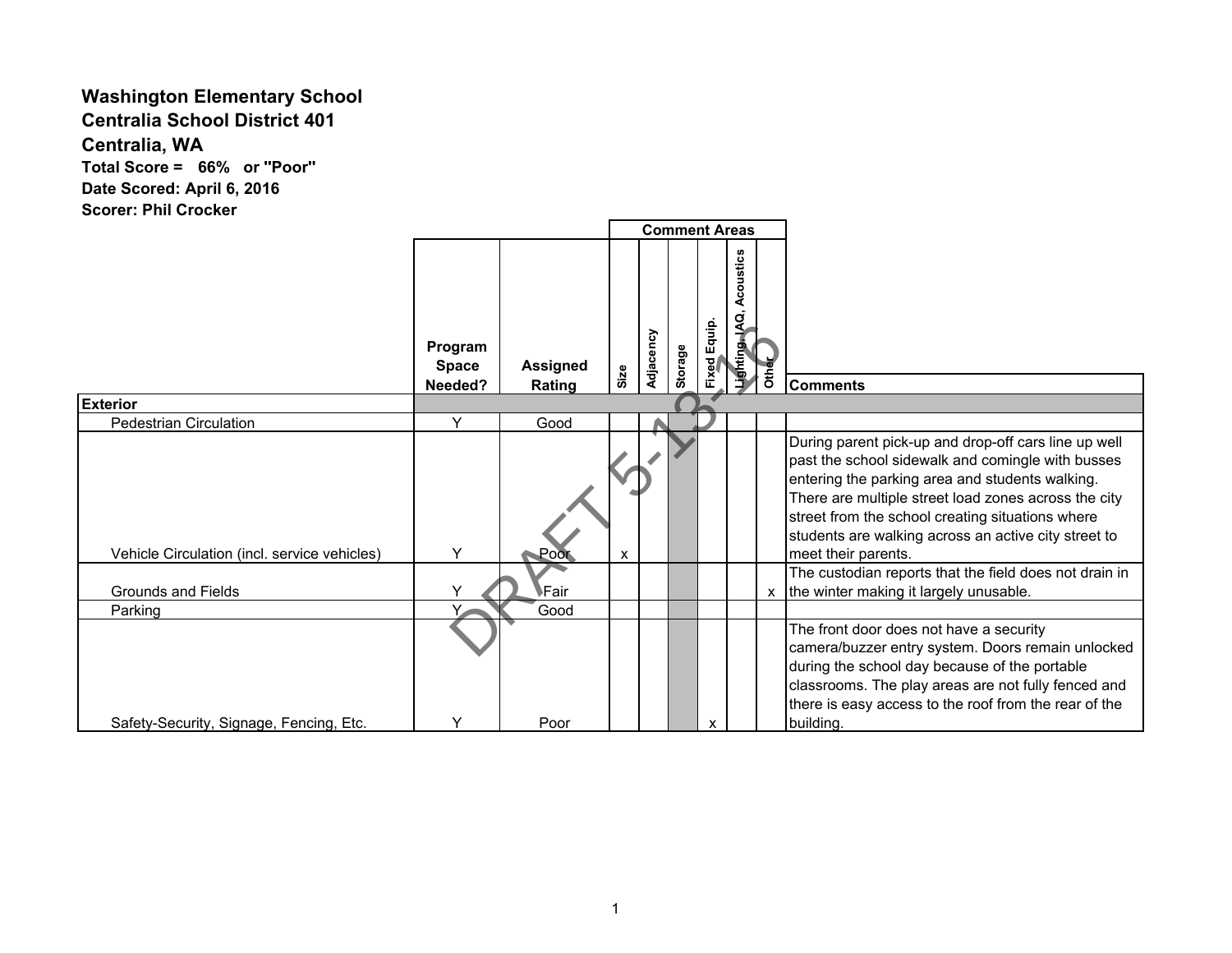**Washington Elementary School**
**Centralia School District 401**
**Centralia, WA**
**Total Score = 66% or "Poor"**
**Date Scored: April 6, 2016**
**Scorer: Phil Crocker**

DRAFT 5-13-16

| | Program Space Needed? | Assigned Rating | Comment Areas: Size | Adjacency | Storage | Fixed Equip. | Lighting, IAQ, Acoustics | Other | Comments |
|---|---|---|---|---|---|---|---|---|---|
| **Exterior** | | | | | | | | | |
| Pedestrian Circulation | Y | Good | | | | | | | |
| Vehicle Circulation (incl. service vehicles) | Y | Poor | x | | | | | | During parent pick-up and drop-off cars line up well past the school sidewalk and comingle with busses entering the parking area and students walking. There are multiple street load zones across the city street from the school creating situations where students are walking across an active city street to meet their parents. |
| Grounds and Fields | Y | Fair | | | | | | x | The custodian reports that the field does not drain in the winter making it largely unusable. |
| Parking | Y | Good | | | | | | | |
| Safety-Security, Signage, Fencing, Etc. | Y | Poor | | | | x | | | The front door does not have a security camera/buzzer entry system. Doors remain unlocked during the school day because of the portable classrooms. The play areas are not fully fenced and there is easy access to the roof from the rear of the building. |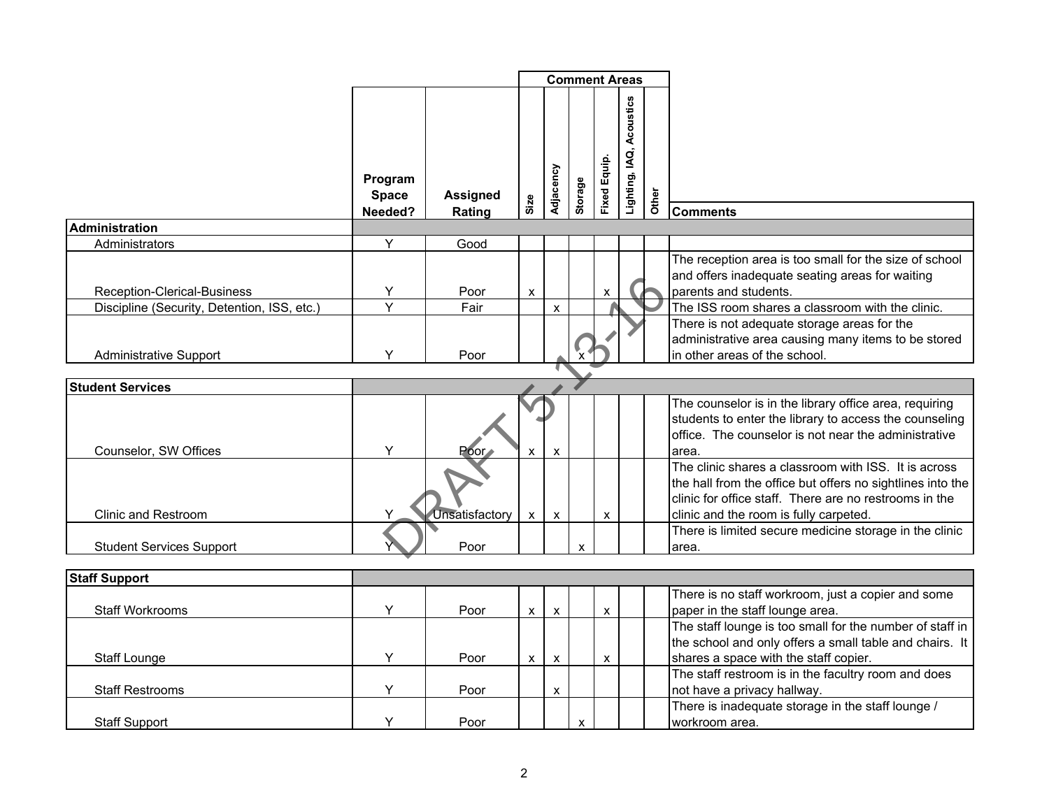| | Program Space Needed? | Assigned Rating | Comment Areas | | | | | | Comments |
|---|---|---|---|---|---|---|---|---|---|
| | | | Size | Adjacency | Storage | Fixed Equip. | Lighting, IAQ, Acoustics | Other | |
| **Administration** | | | | | | | | | |
| Administrators | Y | Good | | | | | | | |
| Reception-Clerical-Business | Y | Poor | x | | | x | | | The reception area is too small for the size of school and offers inadequate seating areas for waiting parents and students. |
| Discipline (Security, Detention, ISS, etc.) | Y | Fair | | x | | | | | The ISS room shares a classroom with the clinic. |
| Administrative Support | Y | Poor | | | x | | | | There is not adequate storage areas for the administrative area causing many items to be stored in other areas of the school. |
| **Student Services** | | | | | | | | | |
| Counselor, SW Offices | Y | Poor | x | x | | | | | The counselor is in the library office area, requiring students to enter the library to access the counseling office. The counselor is not near the administrative area. |
| Clinic and Restroom | Y | Unsatisfactory | x | x | | x | | | The clinic shares a classroom with ISS. It is across the hall from the office but offers no sightlines into the clinic for office staff. There are no restrooms in the clinic and the room is fully carpeted. |
| Student Services Support | Y | Poor | | | x | | | | There is limited secure medicine storage in the clinic area. |
| **Staff Support** | | | | | | | | | |
| Staff Workrooms | Y | Poor | x | x | | x | | | There is no staff workroom, just a copier and some paper in the staff lounge area. |
| Staff Lounge | Y | Poor | x | x | | x | | | The staff lounge is too small for the number of staff in the school and only offers a small table and chairs. It shares a space with the staff copier. |
| Staff Restrooms | Y | Poor | | x | | | | | The staff restroom is in the facultry room and does not have a privacy hallway. |
| Staff Support | Y | Poor | | | x | | | | There is inadequate storage in the staff lounge / workroom area. |

DRAFT 5-13-16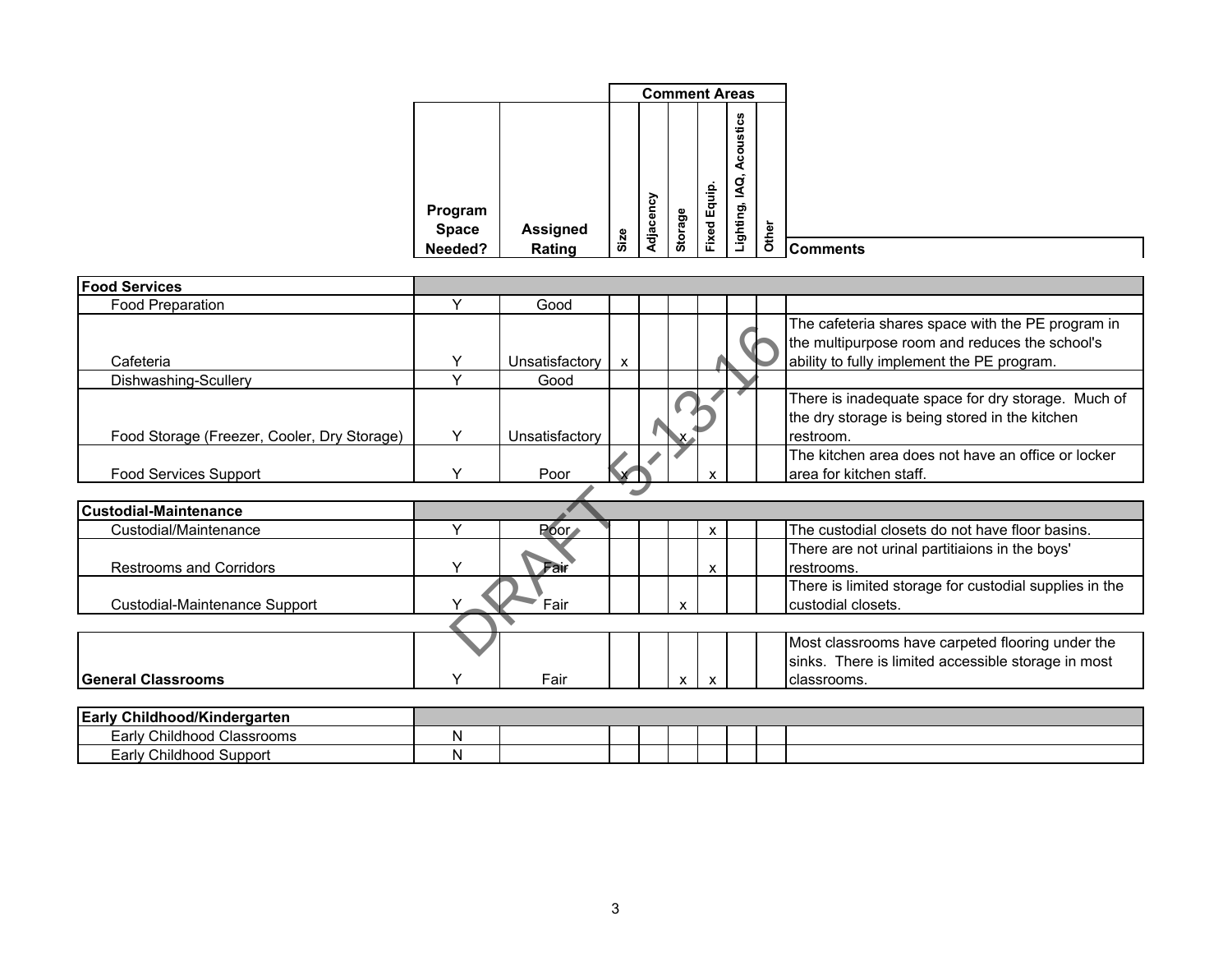| | Program Space Needed? | Assigned Rating | Comment Areas | | | | | | Comments |
|---|---|---|---|---|---|---|---|---|---|
| | | | Size | Adjacency | Storage | Fixed Equip. | Lighting, IAQ, Acoustics | Other | |
| **Food Services** | | | | | | | | | |
| Food Preparation | Y | Good | | | | | | | |
| Cafeteria | Y | Unsatisfactory | x | | | | | | The cafeteria shares space with the PE program in the multipurpose room and reduces the school's ability to fully implement the PE program. |
| Dishwashing-Scullery | Y | Good | | | | | | | |
| Food Storage (Freezer, Cooler, Dry Storage) | Y | Unsatisfactory | | | x | | | | There is inadequate space for dry storage. Much of the dry storage is being stored in the kitchen restroom. |
| Food Services Support | Y | Poor | x | | | x | | | The kitchen area does not have an office or locker area for kitchen staff. |
| **Custodial-Maintenance** | | | | | | | | | |
| Custodial/Maintenance | Y | Poor | | | | x | | | The custodial closets do not have floor basins. |
| Restrooms and Corridors | Y | Fair | | | | x | | | There are not urinal partitiaions in the boys' restrooms. |
| Custodial-Maintenance Support | Y | Fair | | | x | | | | There is limited storage for custodial supplies in the custodial closets. |
| **General Classrooms** | Y | Fair | | | x | x | | | Most classrooms have carpeted flooring under the sinks. There is limited accessible storage in most classrooms. |
| **Early Childhood/Kindergarten** | | | | | | | | | |
| Early Childhood Classrooms | N | | | | | | | | |
| Early Childhood Support | N | | | | | | | | |

DRAFT 5-13-16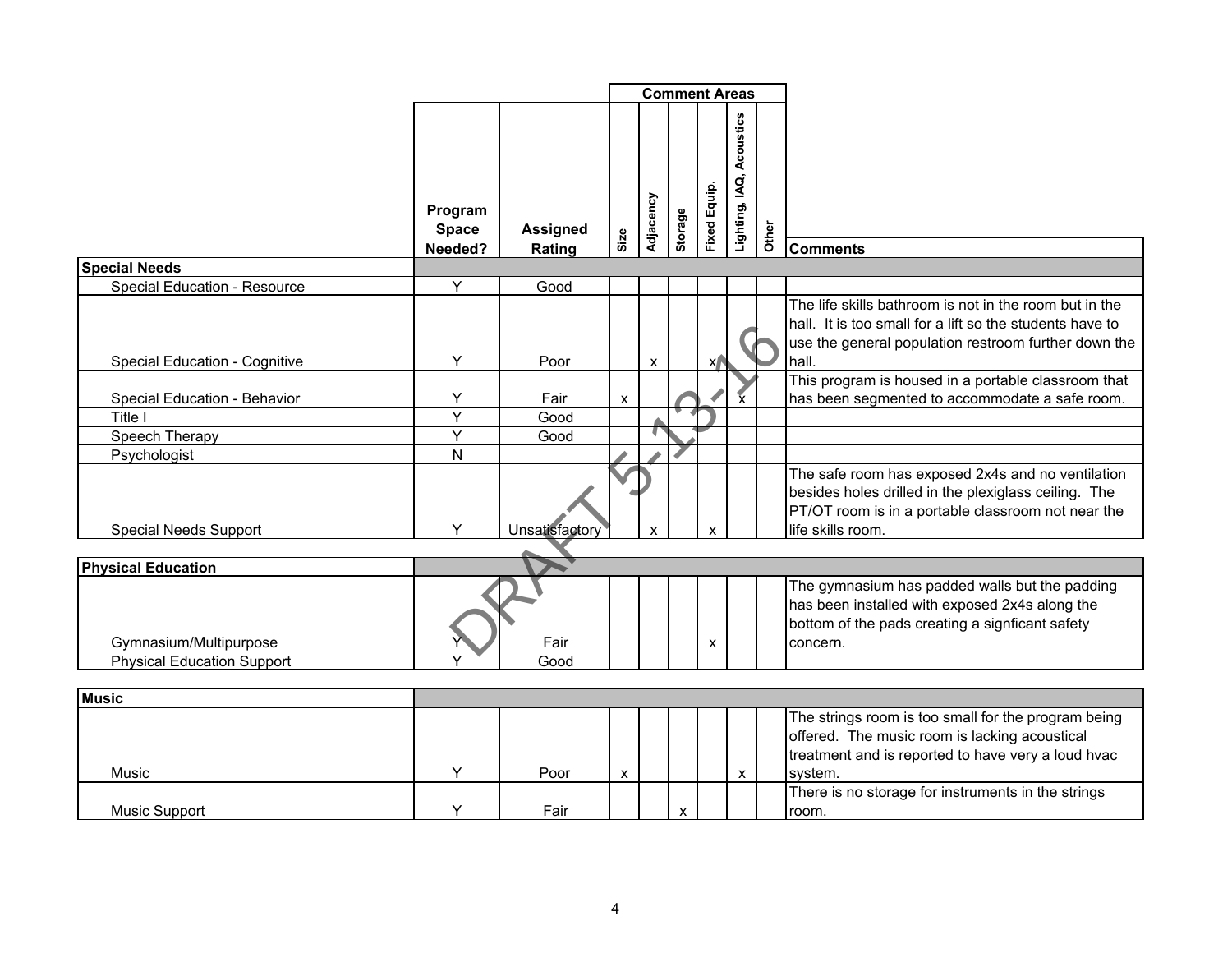| | Program Space Needed? | Assigned Rating | Comment Areas: Size | Adjacency | Storage | Fixed Equip. | Lighting, IAQ, Acoustics | Other | Comments |
|---|---|---|---|---|---|---|---|---|---|
| **Special Needs** | | | | | | | | | |
| Special Education - Resource | Y | Good | | | | | | | |
| Special Education - Cognitive | Y | Poor | | x | | x | | | The life skills bathroom is not in the room but in the hall. It is too small for a lift so the students have to use the general population restroom further down the hall. |
| Special Education - Behavior | Y | Fair | x | | | | x | | This program is housed in a portable classroom that has been segmented to accommodate a safe room. |
| Title I | Y | Good | | | | | | | |
| Speech Therapy | Y | Good | | | | | | | |
| Psychologist | N | | | | | | | | |
| Special Needs Support | Y | Unsatisfactory | | x | | x | | | The safe room has exposed 2x4s and no ventilation besides holes drilled in the plexiglass ceiling. The PT/OT room is in a portable classroom not near the life skills room. |
| **Physical Education** | | | | | | | | | |
| Gymnasium/Multipurpose | Y | Fair | | | | x | | | The gymnasium has padded walls but the padding has been installed with exposed 2x4s along the bottom of the pads creating a signficant safety concern. |
| Physical Education Support | Y | Good | | | | | | | |
| **Music** | | | | | | | | | |
| Music | Y | Poor | x | | | | x | | The strings room is too small for the program being offered. The music room is lacking acoustical treatment and is reported to have very a loud hvac system. |
| Music Support | Y | Fair | | | x | | | | There is no storage for instruments in the strings room. |

DRAFT 5-13-16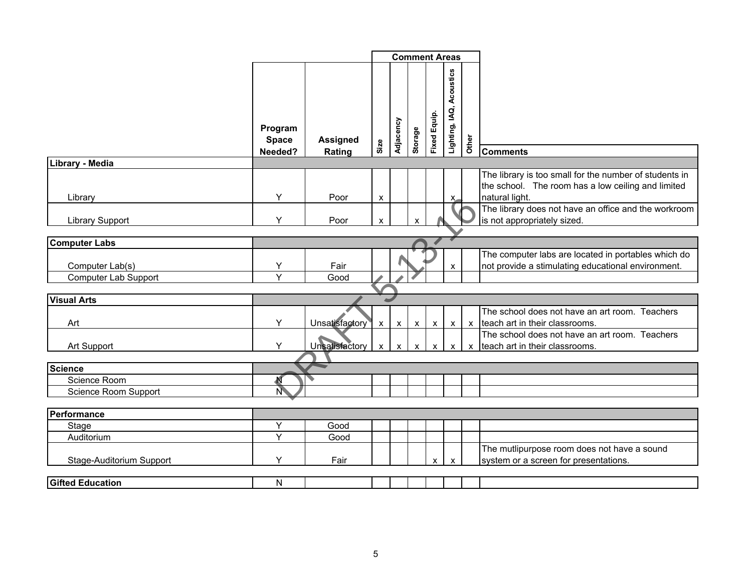| | Program Space Needed? | Assigned Rating | Comment Areas: Size | Adjacency | Storage | Fixed Equip. | Lighting, IAQ, Acoustics | Other | Comments |
|---|---|---|---|---|---|---|---|---|---|
| **Library - Media** | | | | | | | | | |
| Library | Y | Poor | x | | | | x | | The library is too small for the number of students in the school. The room has a low ceiling and limited natural light. |
| Library Support | Y | Poor | x | | x | | | | The library does not have an office and the workroom is not appropriately sized. |
| **Computer Labs** | | | | | | | | | |
| Computer Lab(s) | Y | Fair | | | | | x | | The computer labs are located in portables which do not provide a stimulating educational environment. |
| Computer Lab Support | Y | Good | | | | | | | |
| **Visual Arts** | | | | | | | | | |
| Art | Y | Unsatisfactory | x | x | x | x | x | x | The school does not have an art room. Teachers teach art in their classrooms. |
| Art Support | Y | Unsatisfactory | x | x | x | x | x | x | The school does not have an art room. Teachers teach art in their classrooms. |
| **Science** | | | | | | | | | |
| Science Room | N | | | | | | | | |
| Science Room Support | N | | | | | | | | |
| **Performance** | | | | | | | | | |
| Stage | Y | Good | | | | | | | |
| Auditorium | Y | Good | | | | | | | |
| Stage-Auditorium Support | Y | Fair | | | | x | x | | The mutlipurpose room does not have a sound system or a screen for presentations. |
| **Gifted Education** | N | | | | | | | | |

DRAFT 5-13-16